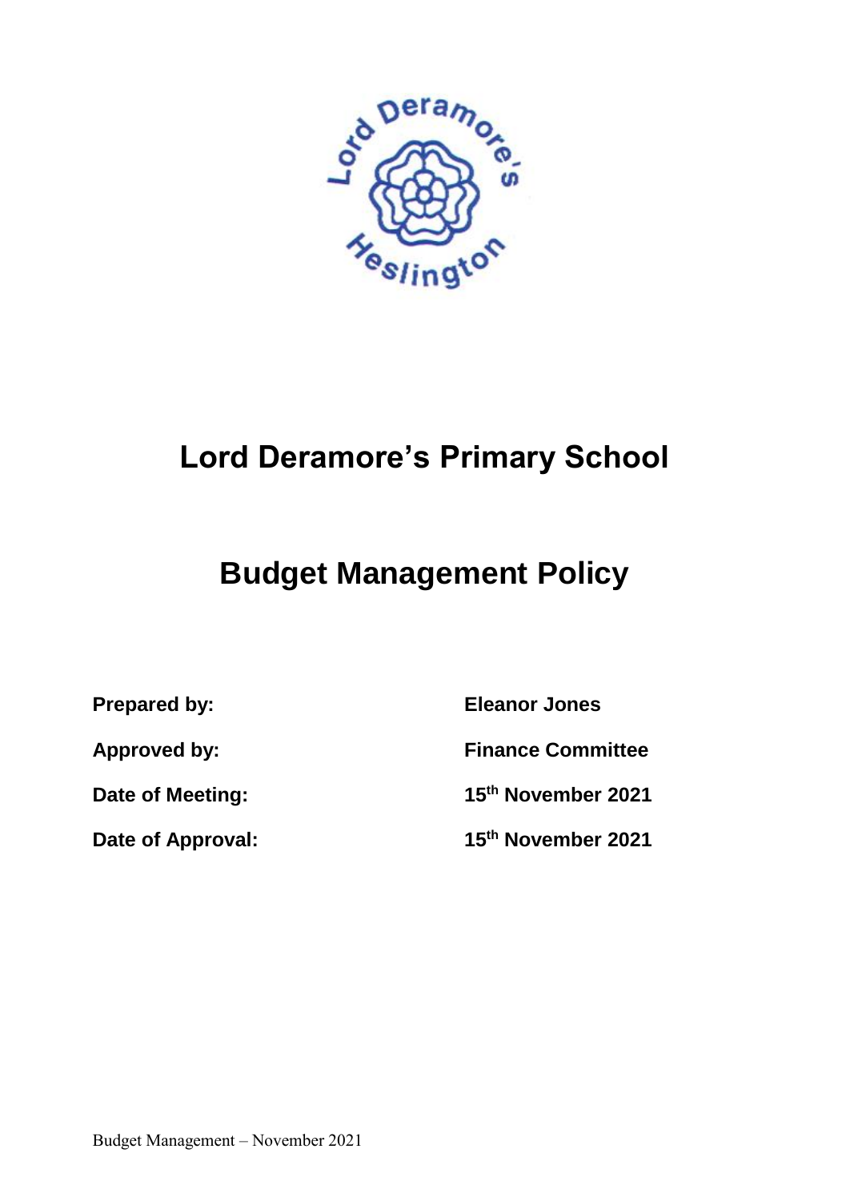# Lord Deramore's Primary School

# Budget Management Policy

| | |
|---|---|
| **Prepared by:** | **Eleanor Jones** |
| **Approved by:** | **Finance Committee** |
| **Date of Meeting:** | **15th November 2021** |
| **Date of Approval:** | **15th November 2021** |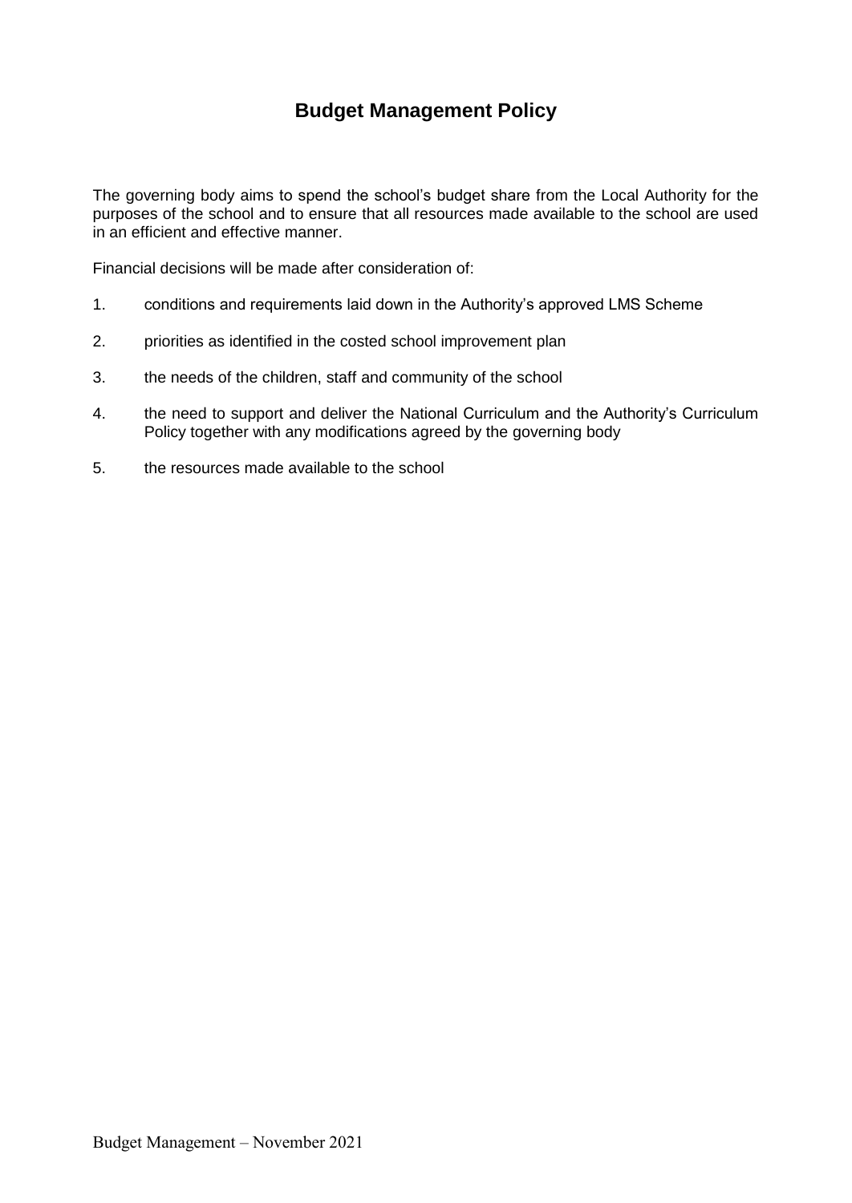# Budget Management Policy

The governing body aims to spend the school's budget share from the Local Authority for the purposes of the school and to ensure that all resources made available to the school are used in an efficient and effective manner.

Financial decisions will be made after consideration of:

1. conditions and requirements laid down in the Authority's approved LMS Scheme
2. priorities as identified in the costed school improvement plan
3. the needs of the children, staff and community of the school
4. the need to support and deliver the National Curriculum and the Authority's Curriculum Policy together with any modifications agreed by the governing body
5. the resources made available to the school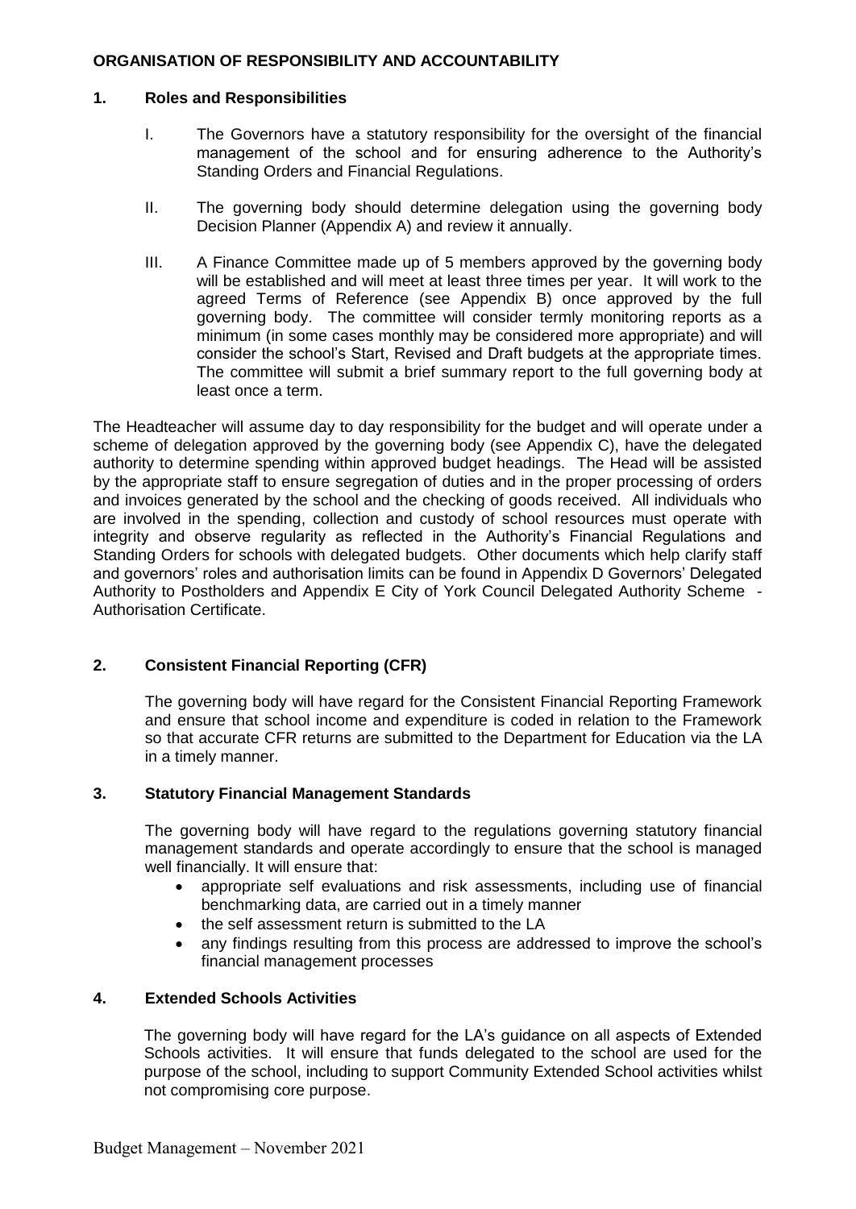## ORGANISATION OF RESPONSIBILITY AND ACCOUNTABILITY

### 1. Roles and Responsibilities

I. The Governors have a statutory responsibility for the oversight of the financial management of the school and for ensuring adherence to the Authority's Standing Orders and Financial Regulations.

II. The governing body should determine delegation using the governing body Decision Planner (Appendix A) and review it annually.

III. A Finance Committee made up of 5 members approved by the governing body will be established and will meet at least three times per year. It will work to the agreed Terms of Reference (see Appendix B) once approved by the full governing body. The committee will consider termly monitoring reports as a minimum (in some cases monthly may be considered more appropriate) and will consider the school's Start, Revised and Draft budgets at the appropriate times. The committee will submit a brief summary report to the full governing body at least once a term.

The Headteacher will assume day to day responsibility for the budget and will operate under a scheme of delegation approved by the governing body (see Appendix C), have the delegated authority to determine spending within approved budget headings. The Head will be assisted by the appropriate staff to ensure segregation of duties and in the proper processing of orders and invoices generated by the school and the checking of goods received. All individuals who are involved in the spending, collection and custody of school resources must operate with integrity and observe regularity as reflected in the Authority's Financial Regulations and Standing Orders for schools with delegated budgets. Other documents which help clarify staff and governors' roles and authorisation limits can be found in Appendix D Governors' Delegated Authority to Postholders and Appendix E City of York Council Delegated Authority Scheme - Authorisation Certificate.

### 2. Consistent Financial Reporting (CFR)

The governing body will have regard for the Consistent Financial Reporting Framework and ensure that school income and expenditure is coded in relation to the Framework so that accurate CFR returns are submitted to the Department for Education via the LA in a timely manner.

### 3. Statutory Financial Management Standards

The governing body will have regard to the regulations governing statutory financial management standards and operate accordingly to ensure that the school is managed well financially. It will ensure that:

- appropriate self evaluations and risk assessments, including use of financial benchmarking data, are carried out in a timely manner
- the self assessment return is submitted to the LA
- any findings resulting from this process are addressed to improve the school's financial management processes

### 4. Extended Schools Activities

The governing body will have regard for the LA's guidance on all aspects of Extended Schools activities. It will ensure that funds delegated to the school are used for the purpose of the school, including to support Community Extended School activities whilst not compromising core purpose.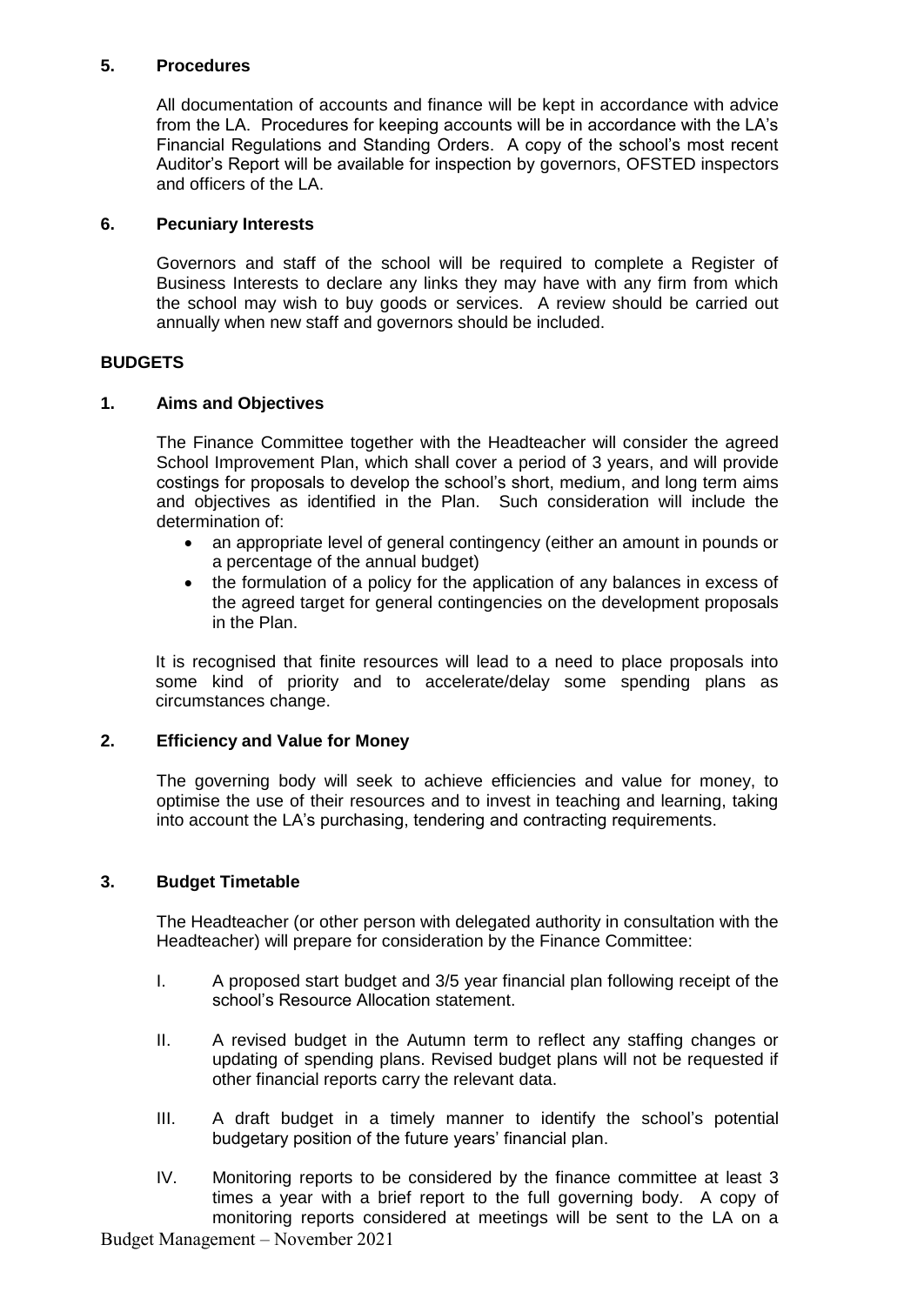### 5. Procedures

All documentation of accounts and finance will be kept in accordance with advice from the LA. Procedures for keeping accounts will be in accordance with the LA's Financial Regulations and Standing Orders. A copy of the school's most recent Auditor's Report will be available for inspection by governors, OFSTED inspectors and officers of the LA.

### 6. Pecuniary Interests

Governors and staff of the school will be required to complete a Register of Business Interests to declare any links they may have with any firm from which the school may wish to buy goods or services. A review should be carried out annually when new staff and governors should be included.

## BUDGETS

### 1. Aims and Objectives

The Finance Committee together with the Headteacher will consider the agreed School Improvement Plan, which shall cover a period of 3 years, and will provide costings for proposals to develop the school's short, medium, and long term aims and objectives as identified in the Plan. Such consideration will include the determination of:

- an appropriate level of general contingency (either an amount in pounds or a percentage of the annual budget)
- the formulation of a policy for the application of any balances in excess of the agreed target for general contingencies on the development proposals in the Plan.

It is recognised that finite resources will lead to a need to place proposals into some kind of priority and to accelerate/delay some spending plans as circumstances change.

### 2. Efficiency and Value for Money

The governing body will seek to achieve efficiencies and value for money, to optimise the use of their resources and to invest in teaching and learning, taking into account the LA's purchasing, tendering and contracting requirements.

### 3. Budget Timetable

The Headteacher (or other person with delegated authority in consultation with the Headteacher) will prepare for consideration by the Finance Committee:

I. A proposed start budget and 3/5 year financial plan following receipt of the school's Resource Allocation statement.

II. A revised budget in the Autumn term to reflect any staffing changes or updating of spending plans. Revised budget plans will not be requested if other financial reports carry the relevant data.

III. A draft budget in a timely manner to identify the school's potential budgetary position of the future years' financial plan.

IV. Monitoring reports to be considered by the finance committee at least 3 times a year with a brief report to the full governing body. A copy of monitoring reports considered at meetings will be sent to the LA on a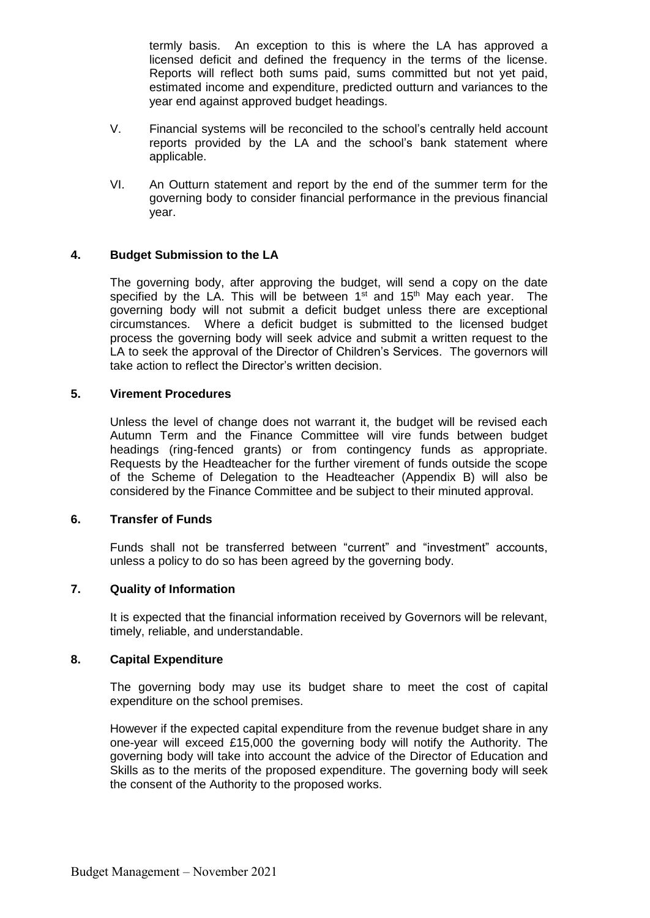termly basis. An exception to this is where the LA has approved a licensed deficit and defined the frequency in the terms of the license. Reports will reflect both sums paid, sums committed but not yet paid, estimated income and expenditure, predicted outturn and variances to the year end against approved budget headings.

V. Financial systems will be reconciled to the school's centrally held account reports provided by the LA and the school's bank statement where applicable.

VI. An Outturn statement and report by the end of the summer term for the governing body to consider financial performance in the previous financial year.

## 4. Budget Submission to the LA

The governing body, after approving the budget, will send a copy on the date specified by the LA. This will be between 1st and 15th May each year. The governing body will not submit a deficit budget unless there are exceptional circumstances. Where a deficit budget is submitted to the licensed budget process the governing body will seek advice and submit a written request to the LA to seek the approval of the Director of Children's Services. The governors will take action to reflect the Director's written decision.

## 5. Virement Procedures

Unless the level of change does not warrant it, the budget will be revised each Autumn Term and the Finance Committee will vire funds between budget headings (ring-fenced grants) or from contingency funds as appropriate. Requests by the Headteacher for the further virement of funds outside the scope of the Scheme of Delegation to the Headteacher (Appendix B) will also be considered by the Finance Committee and be subject to their minuted approval.

## 6. Transfer of Funds

Funds shall not be transferred between "current" and "investment" accounts, unless a policy to do so has been agreed by the governing body.

## 7. Quality of Information

It is expected that the financial information received by Governors will be relevant, timely, reliable, and understandable.

## 8. Capital Expenditure

The governing body may use its budget share to meet the cost of capital expenditure on the school premises.

However if the expected capital expenditure from the revenue budget share in any one-year will exceed £15,000 the governing body will notify the Authority. The governing body will take into account the advice of the Director of Education and Skills as to the merits of the proposed expenditure. The governing body will seek the consent of the Authority to the proposed works.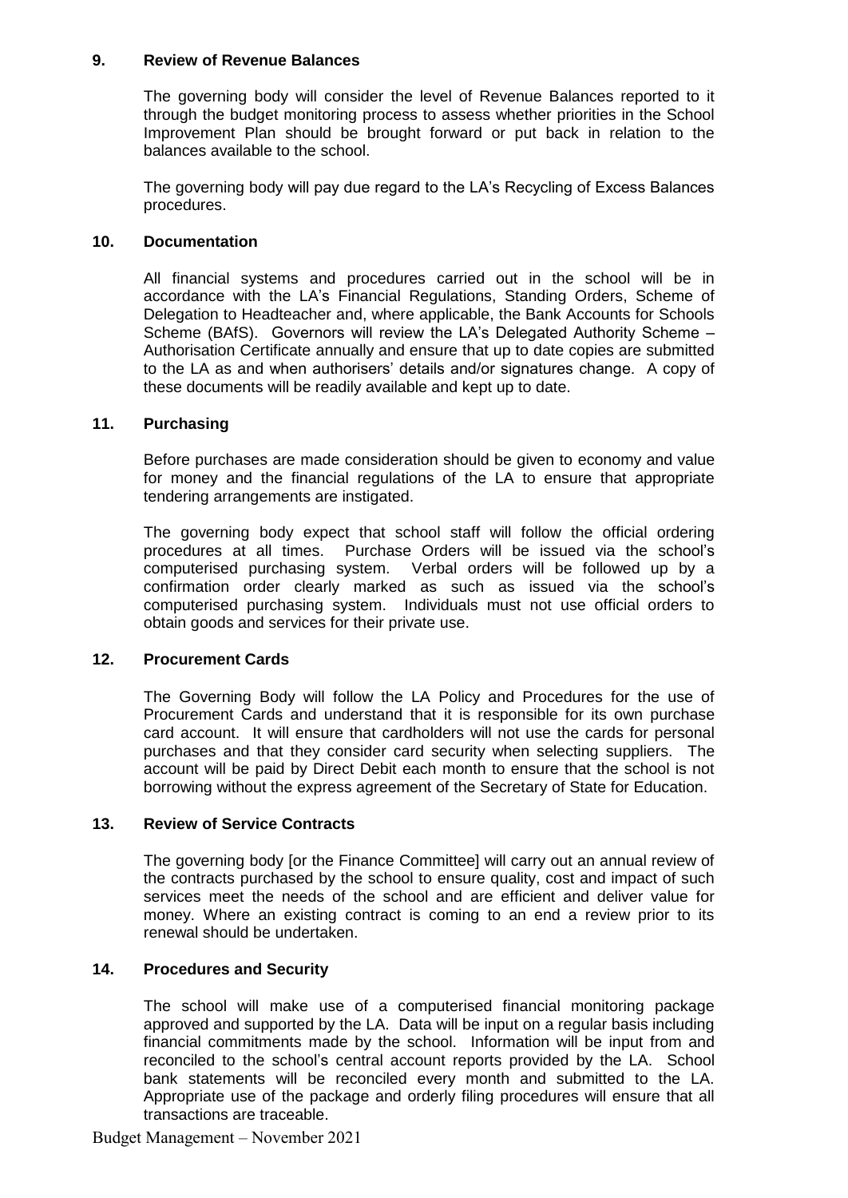## 9. Review of Revenue Balances

The governing body will consider the level of Revenue Balances reported to it through the budget monitoring process to assess whether priorities in the School Improvement Plan should be brought forward or put back in relation to the balances available to the school.

The governing body will pay due regard to the LA's Recycling of Excess Balances procedures.

## 10. Documentation

All financial systems and procedures carried out in the school will be in accordance with the LA's Financial Regulations, Standing Orders, Scheme of Delegation to Headteacher and, where applicable, the Bank Accounts for Schools Scheme (BAfS). Governors will review the LA's Delegated Authority Scheme – Authorisation Certificate annually and ensure that up to date copies are submitted to the LA as and when authorisers' details and/or signatures change. A copy of these documents will be readily available and kept up to date.

## 11. Purchasing

Before purchases are made consideration should be given to economy and value for money and the financial regulations of the LA to ensure that appropriate tendering arrangements are instigated.

The governing body expect that school staff will follow the official ordering procedures at all times. Purchase Orders will be issued via the school's computerised purchasing system. Verbal orders will be followed up by a confirmation order clearly marked as such as issued via the school's computerised purchasing system. Individuals must not use official orders to obtain goods and services for their private use.

## 12. Procurement Cards

The Governing Body will follow the LA Policy and Procedures for the use of Procurement Cards and understand that it is responsible for its own purchase card account. It will ensure that cardholders will not use the cards for personal purchases and that they consider card security when selecting suppliers. The account will be paid by Direct Debit each month to ensure that the school is not borrowing without the express agreement of the Secretary of State for Education.

## 13. Review of Service Contracts

The governing body [or the Finance Committee] will carry out an annual review of the contracts purchased by the school to ensure quality, cost and impact of such services meet the needs of the school and are efficient and deliver value for money. Where an existing contract is coming to an end a review prior to its renewal should be undertaken.

## 14. Procedures and Security

The school will make use of a computerised financial monitoring package approved and supported by the LA. Data will be input on a regular basis including financial commitments made by the school. Information will be input from and reconciled to the school's central account reports provided by the LA. School bank statements will be reconciled every month and submitted to the LA. Appropriate use of the package and orderly filing procedures will ensure that all transactions are traceable.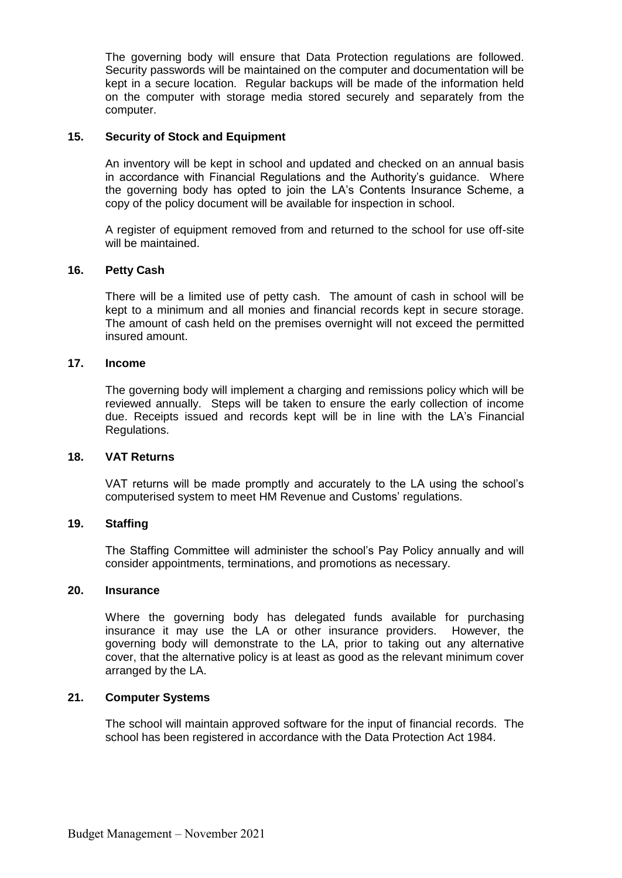The governing body will ensure that Data Protection regulations are followed. Security passwords will be maintained on the computer and documentation will be kept in a secure location. Regular backups will be made of the information held on the computer with storage media stored securely and separately from the computer.

### 15. Security of Stock and Equipment

An inventory will be kept in school and updated and checked on an annual basis in accordance with Financial Regulations and the Authority's guidance. Where the governing body has opted to join the LA's Contents Insurance Scheme, a copy of the policy document will be available for inspection in school.

A register of equipment removed from and returned to the school for use off-site will be maintained.

### 16. Petty Cash

There will be a limited use of petty cash. The amount of cash in school will be kept to a minimum and all monies and financial records kept in secure storage. The amount of cash held on the premises overnight will not exceed the permitted insured amount.

### 17. Income

The governing body will implement a charging and remissions policy which will be reviewed annually. Steps will be taken to ensure the early collection of income due. Receipts issued and records kept will be in line with the LA's Financial Regulations.

### 18. VAT Returns

VAT returns will be made promptly and accurately to the LA using the school's computerised system to meet HM Revenue and Customs' regulations.

### 19. Staffing

The Staffing Committee will administer the school's Pay Policy annually and will consider appointments, terminations, and promotions as necessary.

### 20. Insurance

Where the governing body has delegated funds available for purchasing insurance it may use the LA or other insurance providers. However, the governing body will demonstrate to the LA, prior to taking out any alternative cover, that the alternative policy is at least as good as the relevant minimum cover arranged by the LA.

### 21. Computer Systems

The school will maintain approved software for the input of financial records. The school has been registered in accordance with the Data Protection Act 1984.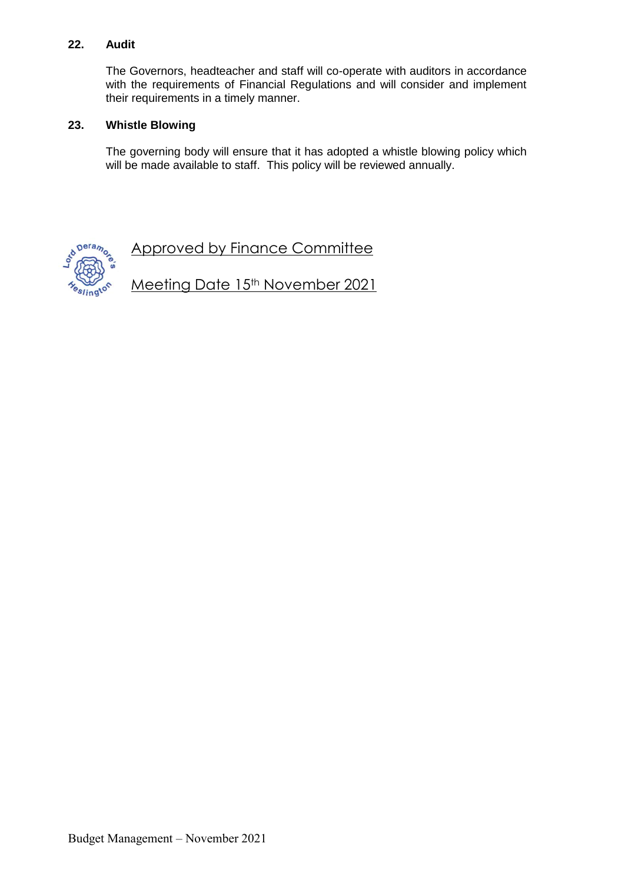### 22. Audit

The Governors, headteacher and staff will co-operate with auditors in accordance with the requirements of Financial Regulations and will consider and implement their requirements in a timely manner.

### 23. Whistle Blowing

The governing body will ensure that it has adopted a whistle blowing policy which will be made available to staff. This policy will be reviewed annually.

Approved by Finance Committee

Meeting Date 15th November 2021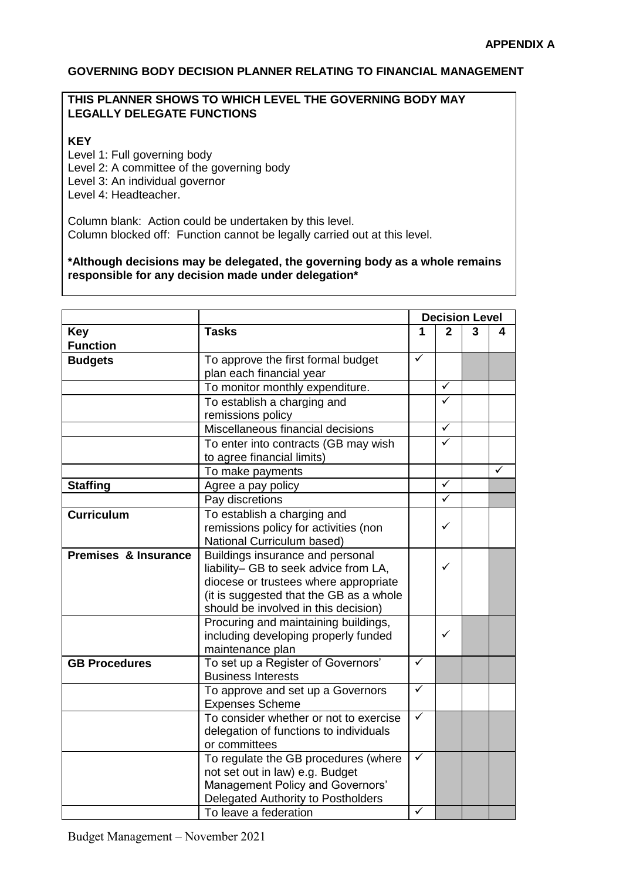**APPENDIX A**

**GOVERNING BODY DECISION PLANNER RELATING TO FINANCIAL MANAGEMENT**

**THIS PLANNER SHOWS TO WHICH LEVEL THE GOVERNING BODY MAY LEGALLY DELEGATE FUNCTIONS**

**KEY**

Level 1: Full governing body
Level 2: A committee of the governing body
Level 3: An individual governor
Level 4: Headteacher.

Column blank: Action could be undertaken by this level.
Column blocked off: Function cannot be legally carried out at this level.

**\*Although decisions may be delegated, the governing body as a whole remains responsible for any decision made under delegation\***

| | | **Decision Level** | | | |
|---|---|---|---|---|---|
| **Key Function** | **Tasks** | **1** | **2** | **3** | **4** |
| **Budgets** | To approve the first formal budget plan each financial year | ✓ | | (blocked) | (blocked) |
| | To monitor monthly expenditure. | | ✓ | | |
| | To establish a charging and remissions policy | | ✓ | | |
| | Miscellaneous financial decisions | | ✓ | | |
| | To enter into contracts (GB may wish to agree financial limits) | | ✓ | | |
| | To make payments | | | | ✓ |
| **Staffing** | Agree a pay policy | | ✓ | | (blocked) |
| | Pay discretions | | ✓ | | (blocked) |
| **Curriculum** | To establish a charging and remissions policy for activities (non National Curriculum based) | | ✓ | | |
| **Premises & Insurance** | Buildings insurance and personal liability– GB to seek advice from LA, diocese or trustees where appropriate (it is suggested that the GB as a whole should be involved in this decision) | | ✓ | | (blocked) |
| | Procuring and maintaining buildings, including developing properly funded maintenance plan | | ✓ | (blocked) | (blocked) |
| **GB Procedures** | To set up a Register of Governors' Business Interests | ✓ | (blocked) | (blocked) | (blocked) |
| | To approve and set up a Governors Expenses Scheme | ✓ | | | |
| | To consider whether or not to exercise delegation of functions to individuals or committees | ✓ | (blocked) | (blocked) | (blocked) |
| | To regulate the GB procedures (where not set out in law) e.g. Budget Management Policy and Governors' Delegated Authority to Postholders | ✓ | (blocked) | (blocked) | (blocked) |
| | To leave a federation | ✓ | (blocked) | (blocked) | (blocked) |

Budget Management – November 2021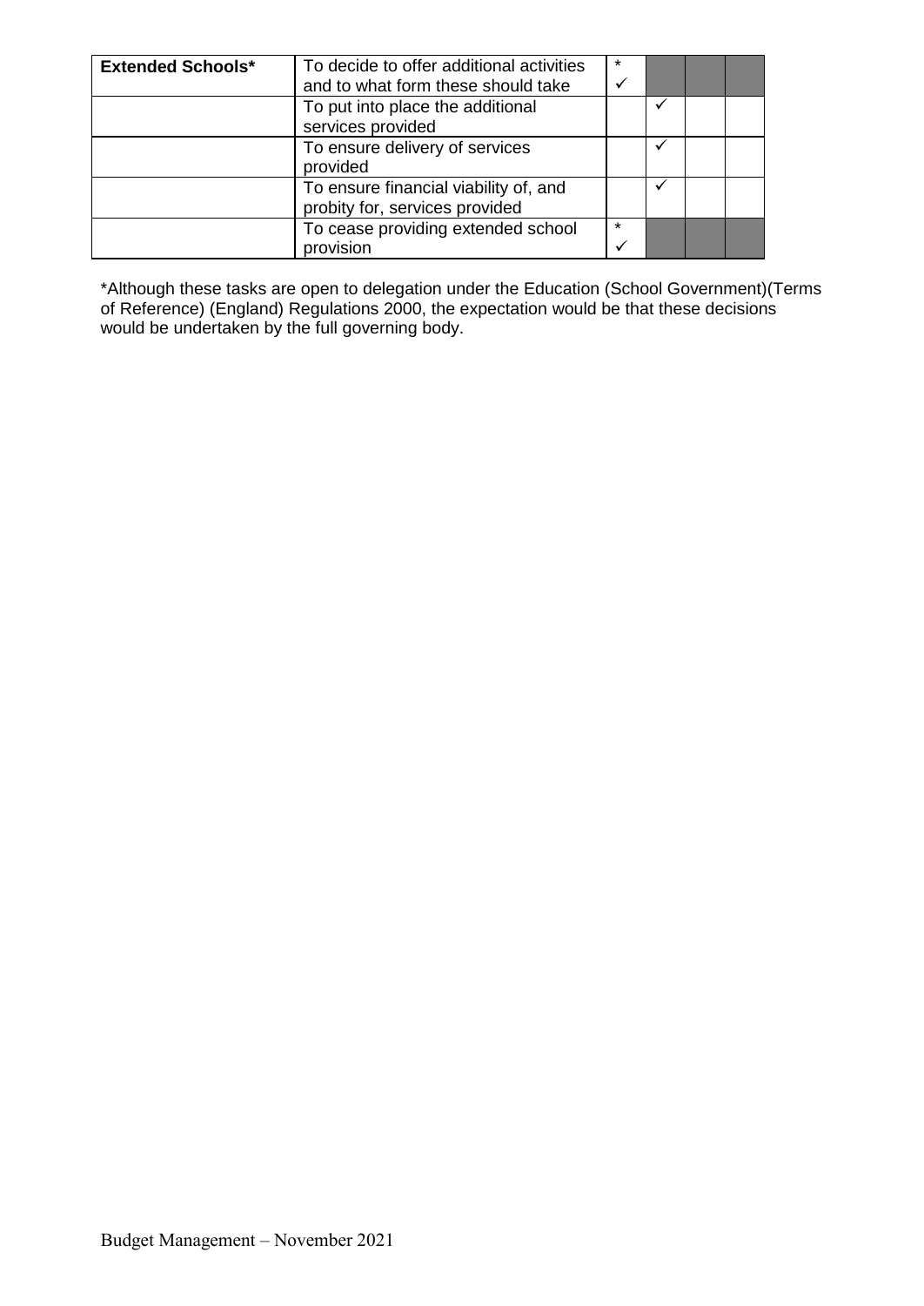| Extended Schools* | To decide to offer additional activities and to what form these should take | * ✓ | | | |
|---|---|---|---|---|---|
| | To put into place the additional services provided | | ✓ | | |
| | To ensure delivery of services provided | | ✓ | | |
| | To ensure financial viability of, and probity for, services provided | | ✓ | | |
| | To cease providing extended school provision | * ✓ | | | |

*Although these tasks are open to delegation under the Education (School Government)(Terms of Reference) (England) Regulations 2000, the expectation would be that these decisions would be undertaken by the full governing body.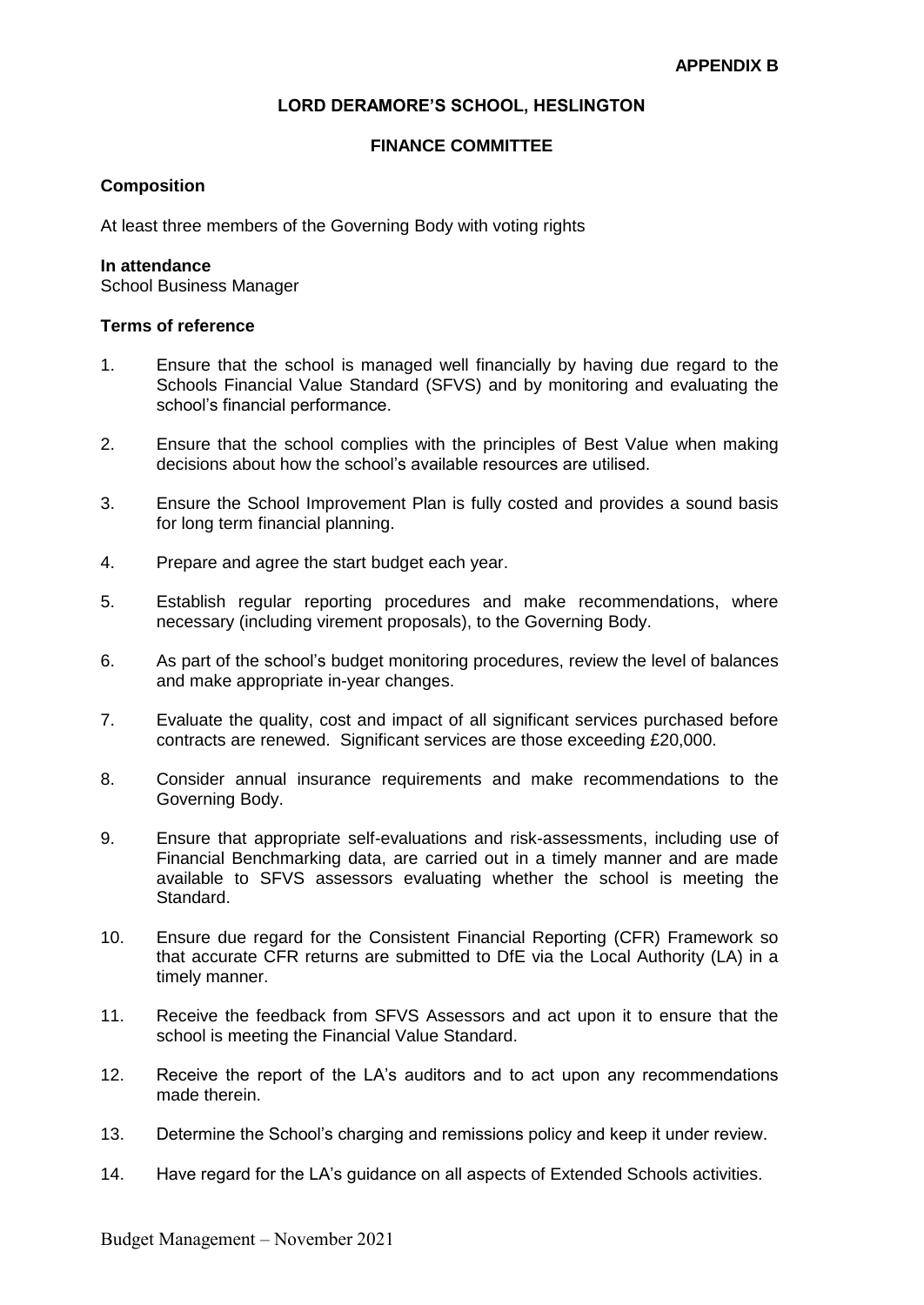**APPENDIX B**

**LORD DERAMORE'S SCHOOL, HESLINGTON**

**FINANCE COMMITTEE**

**Composition**

At least three members of the Governing Body with voting rights

**In attendance**
School Business Manager

**Terms of reference**

1. Ensure that the school is managed well financially by having due regard to the Schools Financial Value Standard (SFVS) and by monitoring and evaluating the school's financial performance.
2. Ensure that the school complies with the principles of Best Value when making decisions about how the school's available resources are utilised.
3. Ensure the School Improvement Plan is fully costed and provides a sound basis for long term financial planning.
4. Prepare and agree the start budget each year.
5. Establish regular reporting procedures and make recommendations, where necessary (including virement proposals), to the Governing Body.
6. As part of the school's budget monitoring procedures, review the level of balances and make appropriate in-year changes.
7. Evaluate the quality, cost and impact of all significant services purchased before contracts are renewed. Significant services are those exceeding £20,000.
8. Consider annual insurance requirements and make recommendations to the Governing Body.
9. Ensure that appropriate self-evaluations and risk-assessments, including use of Financial Benchmarking data, are carried out in a timely manner and are made available to SFVS assessors evaluating whether the school is meeting the Standard.
10. Ensure due regard for the Consistent Financial Reporting (CFR) Framework so that accurate CFR returns are submitted to DfE via the Local Authority (LA) in a timely manner.
11. Receive the feedback from SFVS Assessors and act upon it to ensure that the school is meeting the Financial Value Standard.
12. Receive the report of the LA's auditors and to act upon any recommendations made therein.
13. Determine the School's charging and remissions policy and keep it under review.
14. Have regard for the LA's guidance on all aspects of Extended Schools activities.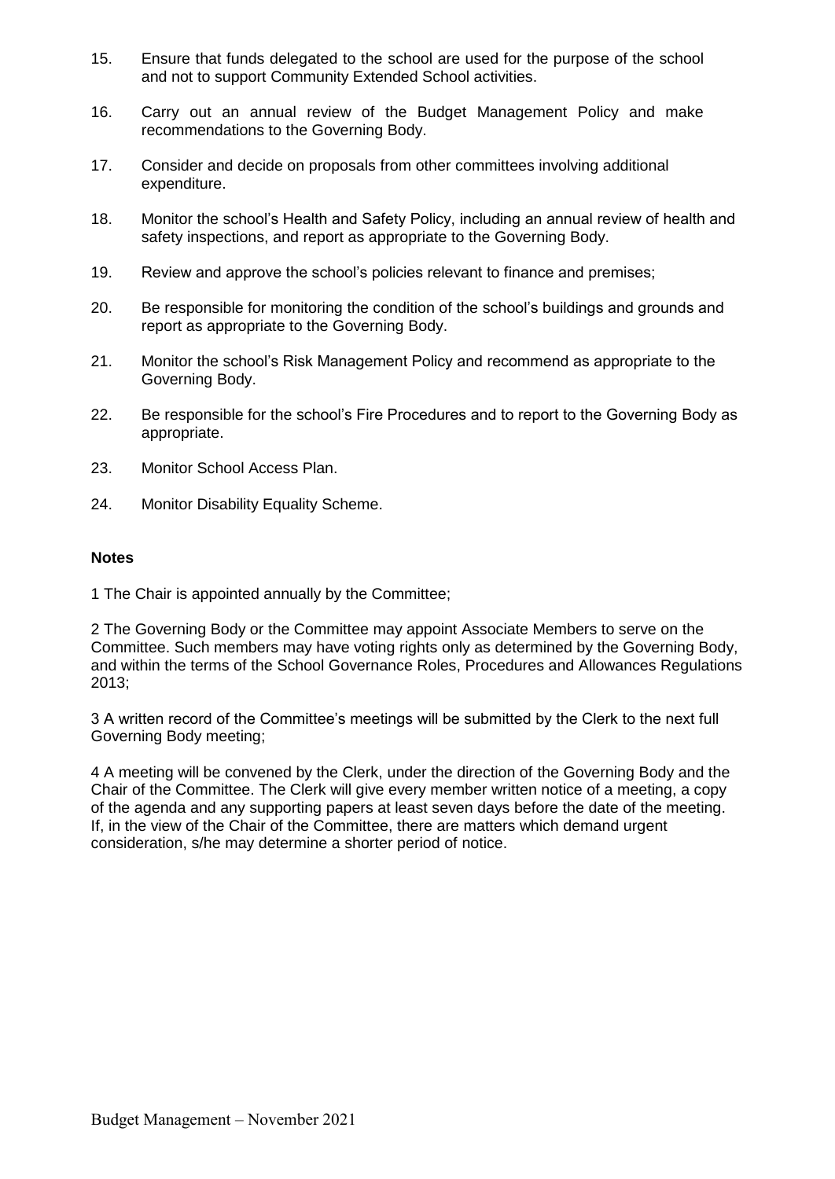15. Ensure that funds delegated to the school are used for the purpose of the school and not to support Community Extended School activities.

16. Carry out an annual review of the Budget Management Policy and make recommendations to the Governing Body.

17. Consider and decide on proposals from other committees involving additional expenditure.

18. Monitor the school's Health and Safety Policy, including an annual review of health and safety inspections, and report as appropriate to the Governing Body.

19. Review and approve the school's policies relevant to finance and premises;

20. Be responsible for monitoring the condition of the school's buildings and grounds and report as appropriate to the Governing Body.

21. Monitor the school's Risk Management Policy and recommend as appropriate to the Governing Body.

22. Be responsible for the school's Fire Procedures and to report to the Governing Body as appropriate.

23. Monitor School Access Plan.

24. Monitor Disability Equality Scheme.

**Notes**

1 The Chair is appointed annually by the Committee;

2 The Governing Body or the Committee may appoint Associate Members to serve on the Committee. Such members may have voting rights only as determined by the Governing Body, and within the terms of the School Governance Roles, Procedures and Allowances Regulations 2013;

3 A written record of the Committee's meetings will be submitted by the Clerk to the next full Governing Body meeting;

4 A meeting will be convened by the Clerk, under the direction of the Governing Body and the Chair of the Committee. The Clerk will give every member written notice of a meeting, a copy of the agenda and any supporting papers at least seven days before the date of the meeting. If, in the view of the Chair of the Committee, there are matters which demand urgent consideration, s/he may determine a shorter period of notice.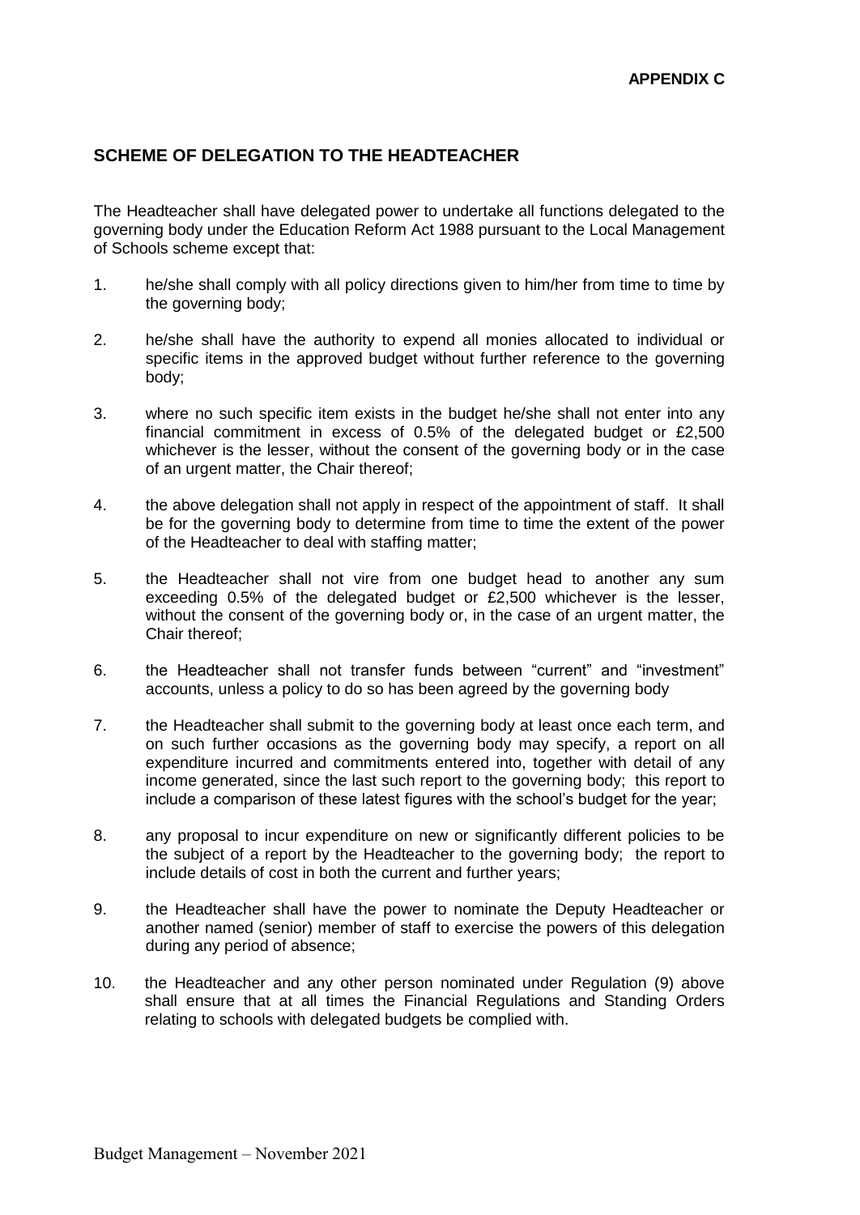**APPENDIX C**

## SCHEME OF DELEGATION TO THE HEADTEACHER

The Headteacher shall have delegated power to undertake all functions delegated to the governing body under the Education Reform Act 1988 pursuant to the Local Management of Schools scheme except that:

1. he/she shall comply with all policy directions given to him/her from time to time by the governing body;

2. he/she shall have the authority to expend all monies allocated to individual or specific items in the approved budget without further reference to the governing body;

3. where no such specific item exists in the budget he/she shall not enter into any financial commitment in excess of 0.5% of the delegated budget or £2,500 whichever is the lesser, without the consent of the governing body or in the case of an urgent matter, the Chair thereof;

4. the above delegation shall not apply in respect of the appointment of staff. It shall be for the governing body to determine from time to time the extent of the power of the Headteacher to deal with staffing matter;

5. the Headteacher shall not vire from one budget head to another any sum exceeding 0.5% of the delegated budget or £2,500 whichever is the lesser, without the consent of the governing body or, in the case of an urgent matter, the Chair thereof;

6. the Headteacher shall not transfer funds between "current" and "investment" accounts, unless a policy to do so has been agreed by the governing body

7. the Headteacher shall submit to the governing body at least once each term, and on such further occasions as the governing body may specify, a report on all expenditure incurred and commitments entered into, together with detail of any income generated, since the last such report to the governing body; this report to include a comparison of these latest figures with the school's budget for the year;

8. any proposal to incur expenditure on new or significantly different policies to be the subject of a report by the Headteacher to the governing body; the report to include details of cost in both the current and further years;

9. the Headteacher shall have the power to nominate the Deputy Headteacher or another named (senior) member of staff to exercise the powers of this delegation during any period of absence;

10. the Headteacher and any other person nominated under Regulation (9) above shall ensure that at all times the Financial Regulations and Standing Orders relating to schools with delegated budgets be complied with.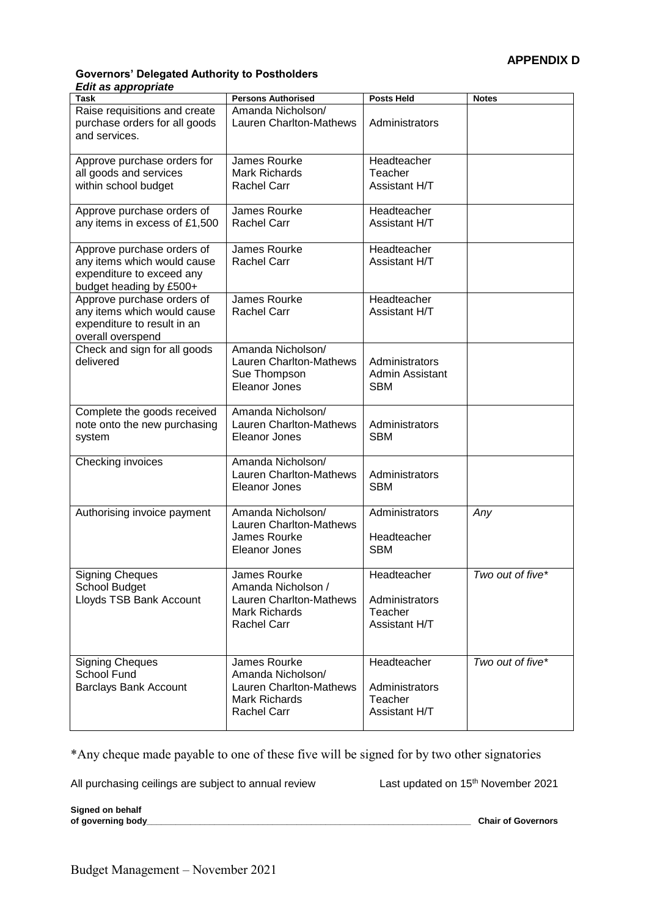**APPENDIX D**

**Governors' Delegated Authority to Postholders**
***Edit as appropriate***

| Task | Persons Authorised | Posts Held | Notes |
|---|---|---|---|
| Raise requisitions and create purchase orders for all goods and services. | Amanda Nicholson/ Lauren Charlton-Mathews | Administrators | |
| Approve purchase orders for all goods and services within school budget | James Rourke<br>Mark Richards<br>Rachel Carr | Headteacher<br>Teacher<br>Assistant H/T | |
| Approve purchase orders of any items in excess of £1,500 | James Rourke<br>Rachel Carr | Headteacher<br>Assistant H/T | |
| Approve purchase orders of any items which would cause expenditure to exceed any budget heading by £500+ | James Rourke<br>Rachel Carr | Headteacher<br>Assistant H/T | |
| Approve purchase orders of any items which would cause expenditure to result in an overall overspend | James Rourke<br>Rachel Carr | Headteacher<br>Assistant H/T | |
| Check and sign for all goods delivered | Amanda Nicholson/ Lauren Charlton-Mathews<br>Sue Thompson<br>Eleanor Jones | Administrators<br>Admin Assistant<br>SBM | |
| Complete the goods received note onto the new purchasing system | Amanda Nicholson/ Lauren Charlton-Mathews<br>Eleanor Jones | Administrators<br>SBM | |
| Checking invoices | Amanda Nicholson/ Lauren Charlton-Mathews<br>Eleanor Jones | Administrators<br>SBM | |
| Authorising invoice payment | Amanda Nicholson/ Lauren Charlton-Mathews<br>James Rourke<br>Eleanor Jones | Administrators<br>Headteacher<br>SBM | *Any* |
| Signing Cheques<br>School Budget<br>Lloyds TSB Bank Account | James Rourke<br>Amanda Nicholson / Lauren Charlton-Mathews<br>Mark Richards<br>Rachel Carr | Headteacher<br>Administrators<br>Teacher<br>Assistant H/T | *Two out of five** |
| Signing Cheques<br>School Fund<br>Barclays Bank Account | James Rourke<br>Amanda Nicholson/ Lauren Charlton-Mathews<br>Mark Richards<br>Rachel Carr | Headteacher<br>Administrators<br>Teacher<br>Assistant H/T | *Two out of five** |

*Any cheque made payable to one of these five will be signed for by two other signatories

All purchasing ceilings are subject to annual review    Last updated on 15th November 2021

**Signed on behalf of governing body**\_\_\_\_\_\_\_\_\_\_\_\_\_\_\_\_\_\_\_\_\_\_\_\_\_\_\_\_\_\_\_\_\_\_\_\_\_\_\_\_\_\_ **Chair of Governors**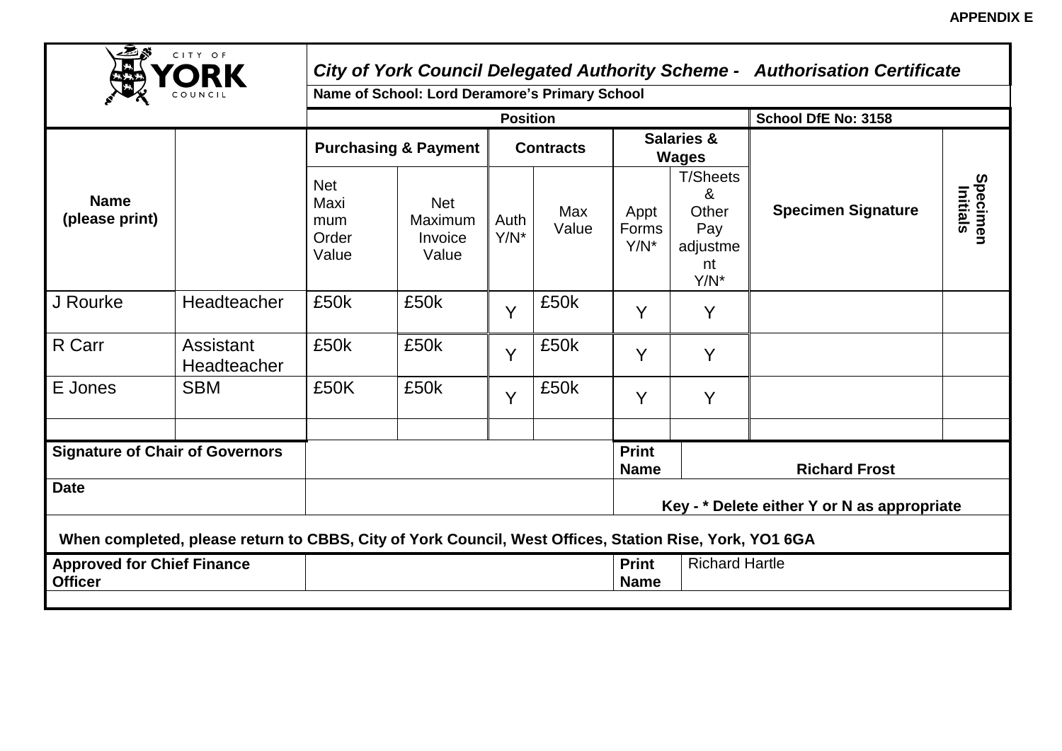**APPENDIX E**

CITY OF YORK COUNCIL

***City of York Council Delegated Authority Scheme - Authorisation Certificate***

**Name of School: Lord Deramore's Primary School**

**School DfE No: 3158**

| | | **Position** | | | | | | | |
|---|---|---|---|---|---|---|---|---|---|
| | | **Purchasing & Payment** | | **Contracts** | | **Salaries & Wages** | | | |
| **Name (please print)** | | Net Maximum Order Value | Net Maximum Invoice Value | Auth Y/N* | Max Value | Appt Forms Y/N* | T/Sheets & Other Pay adjustment Y/N* | **Specimen Signature** | **Specimen Initials** |
| J Rourke | Headteacher | £50k | £50k | Y | £50k | Y | Y | | |
| R Carr | Assistant Headteacher | £50k | £50k | Y | £50k | Y | Y | | |
| E Jones | SBM | £50K | £50k | Y | £50k | Y | Y | | |
| | | | | | | | | | |

| | | | |
|---|---|---|---|
| **Signature of Chair of Governors** | | **Print Name** | **Richard Frost** |
| **Date** | | **Key - * Delete either Y or N as appropriate** | |

**When completed, please return to CBBS, City of York Council, West Offices, Station Rise, York, YO1 6GA**

| | | | |
|---|---|---|---|
| **Approved for Chief Finance Officer** | | **Print Name** | Richard Hartle |